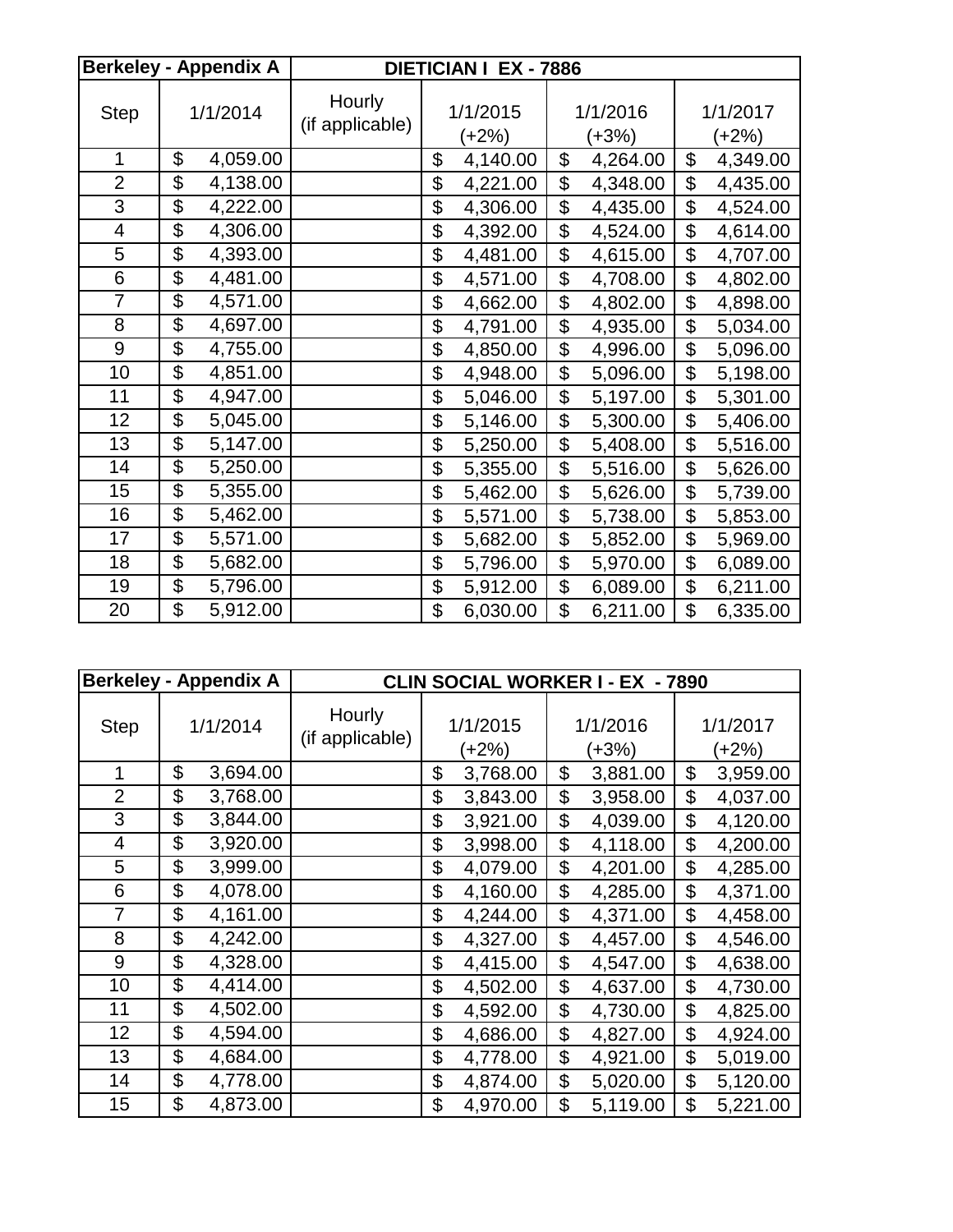| Berkeley - Appendix A | | DIETICIAN I EX - 7886 | | | |
|---|---|---|---|---|---|
| Step | 1/1/2014 | Hourly (if applicable) | 1/1/2015 (+2%) | 1/1/2016 (+3%) | 1/1/2017 (+2%) |
| 1 | $ 4,059.00 | | $ 4,140.00 | $ 4,264.00 | $ 4,349.00 |
| 2 | $ 4,138.00 | | $ 4,221.00 | $ 4,348.00 | $ 4,435.00 |
| 3 | $ 4,222.00 | | $ 4,306.00 | $ 4,435.00 | $ 4,524.00 |
| 4 | $ 4,306.00 | | $ 4,392.00 | $ 4,524.00 | $ 4,614.00 |
| 5 | $ 4,393.00 | | $ 4,481.00 | $ 4,615.00 | $ 4,707.00 |
| 6 | $ 4,481.00 | | $ 4,571.00 | $ 4,708.00 | $ 4,802.00 |
| 7 | $ 4,571.00 | | $ 4,662.00 | $ 4,802.00 | $ 4,898.00 |
| 8 | $ 4,697.00 | | $ 4,791.00 | $ 4,935.00 | $ 5,034.00 |
| 9 | $ 4,755.00 | | $ 4,850.00 | $ 4,996.00 | $ 5,096.00 |
| 10 | $ 4,851.00 | | $ 4,948.00 | $ 5,096.00 | $ 5,198.00 |
| 11 | $ 4,947.00 | | $ 5,046.00 | $ 5,197.00 | $ 5,301.00 |
| 12 | $ 5,045.00 | | $ 5,146.00 | $ 5,300.00 | $ 5,406.00 |
| 13 | $ 5,147.00 | | $ 5,250.00 | $ 5,408.00 | $ 5,516.00 |
| 14 | $ 5,250.00 | | $ 5,355.00 | $ 5,516.00 | $ 5,626.00 |
| 15 | $ 5,355.00 | | $ 5,462.00 | $ 5,626.00 | $ 5,739.00 |
| 16 | $ 5,462.00 | | $ 5,571.00 | $ 5,738.00 | $ 5,853.00 |
| 17 | $ 5,571.00 | | $ 5,682.00 | $ 5,852.00 | $ 5,969.00 |
| 18 | $ 5,682.00 | | $ 5,796.00 | $ 5,970.00 | $ 6,089.00 |
| 19 | $ 5,796.00 | | $ 5,912.00 | $ 6,089.00 | $ 6,211.00 |
| 20 | $ 5,912.00 | | $ 6,030.00 | $ 6,211.00 | $ 6,335.00 |

| Berkeley - Appendix A | | CLIN SOCIAL WORKER I - EX - 7890 | | | |
|---|---|---|---|---|---|
| Step | 1/1/2014 | Hourly (if applicable) | 1/1/2015 (+2%) | 1/1/2016 (+3%) | 1/1/2017 (+2%) |
| 1 | $ 3,694.00 | | $ 3,768.00 | $ 3,881.00 | $ 3,959.00 |
| 2 | $ 3,768.00 | | $ 3,843.00 | $ 3,958.00 | $ 4,037.00 |
| 3 | $ 3,844.00 | | $ 3,921.00 | $ 4,039.00 | $ 4,120.00 |
| 4 | $ 3,920.00 | | $ 3,998.00 | $ 4,118.00 | $ 4,200.00 |
| 5 | $ 3,999.00 | | $ 4,079.00 | $ 4,201.00 | $ 4,285.00 |
| 6 | $ 4,078.00 | | $ 4,160.00 | $ 4,285.00 | $ 4,371.00 |
| 7 | $ 4,161.00 | | $ 4,244.00 | $ 4,371.00 | $ 4,458.00 |
| 8 | $ 4,242.00 | | $ 4,327.00 | $ 4,457.00 | $ 4,546.00 |
| 9 | $ 4,328.00 | | $ 4,415.00 | $ 4,547.00 | $ 4,638.00 |
| 10 | $ 4,414.00 | | $ 4,502.00 | $ 4,637.00 | $ 4,730.00 |
| 11 | $ 4,502.00 | | $ 4,592.00 | $ 4,730.00 | $ 4,825.00 |
| 12 | $ 4,594.00 | | $ 4,686.00 | $ 4,827.00 | $ 4,924.00 |
| 13 | $ 4,684.00 | | $ 4,778.00 | $ 4,921.00 | $ 5,019.00 |
| 14 | $ 4,778.00 | | $ 4,874.00 | $ 5,020.00 | $ 5,120.00 |
| 15 | $ 4,873.00 | | $ 4,970.00 | $ 5,119.00 | $ 5,221.00 |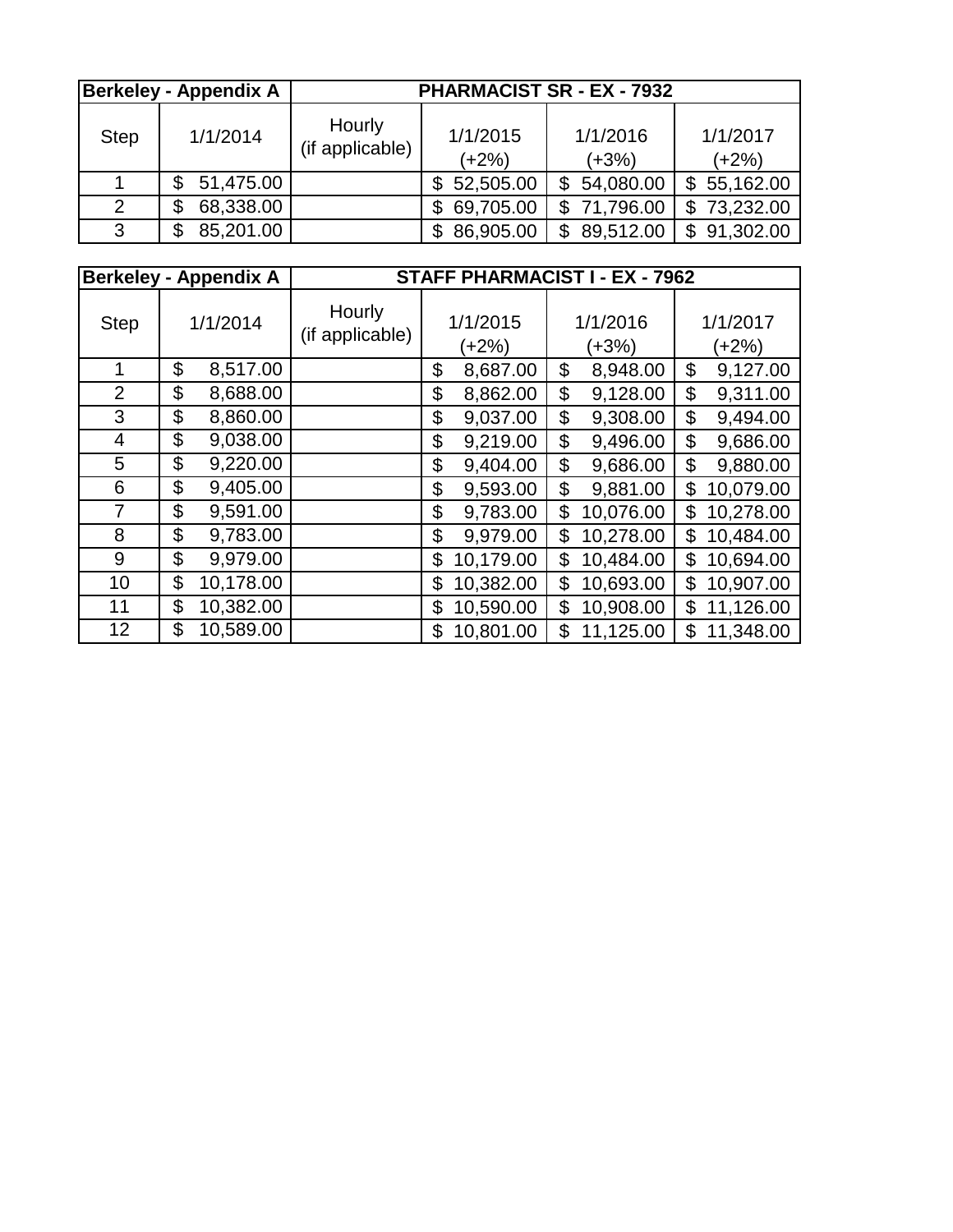| Berkeley - Appendix A | | PHARMACIST SR - EX - 7932 | | | |
|---|---|---|---|---|---|
| Step | 1/1/2014 | Hourly (if applicable) | 1/1/2015 (+2%) | 1/1/2016 (+3%) | 1/1/2017 (+2%) |
| 1 | $ 51,475.00 | | $ 52,505.00 | $ 54,080.00 | $ 55,162.00 |
| 2 | $ 68,338.00 | | $ 69,705.00 | $ 71,796.00 | $ 73,232.00 |
| 3 | $ 85,201.00 | | $ 86,905.00 | $ 89,512.00 | $ 91,302.00 |

| Berkeley - Appendix A | | STAFF PHARMACIST I - EX - 7962 | | | |
|---|---|---|---|---|---|
| Step | 1/1/2014 | Hourly (if applicable) | 1/1/2015 (+2%) | 1/1/2016 (+3%) | 1/1/2017 (+2%) |
| 1 | $ 8,517.00 | | $ 8,687.00 | $ 8,948.00 | $ 9,127.00 |
| 2 | $ 8,688.00 | | $ 8,862.00 | $ 9,128.00 | $ 9,311.00 |
| 3 | $ 8,860.00 | | $ 9,037.00 | $ 9,308.00 | $ 9,494.00 |
| 4 | $ 9,038.00 | | $ 9,219.00 | $ 9,496.00 | $ 9,686.00 |
| 5 | $ 9,220.00 | | $ 9,404.00 | $ 9,686.00 | $ 9,880.00 |
| 6 | $ 9,405.00 | | $ 9,593.00 | $ 9,881.00 | $ 10,079.00 |
| 7 | $ 9,591.00 | | $ 9,783.00 | $ 10,076.00 | $ 10,278.00 |
| 8 | $ 9,783.00 | | $ 9,979.00 | $ 10,278.00 | $ 10,484.00 |
| 9 | $ 9,979.00 | | $ 10,179.00 | $ 10,484.00 | $ 10,694.00 |
| 10 | $ 10,178.00 | | $ 10,382.00 | $ 10,693.00 | $ 10,907.00 |
| 11 | $ 10,382.00 | | $ 10,590.00 | $ 10,908.00 | $ 11,126.00 |
| 12 | $ 10,589.00 | | $ 10,801.00 | $ 11,125.00 | $ 11,348.00 |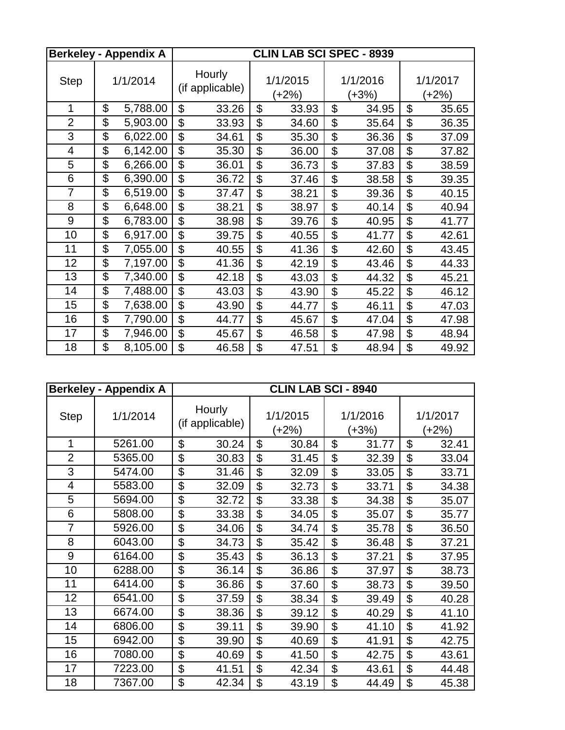| Berkeley - Appendix A | | CLIN LAB SCI SPEC - 8939 | | | |
|---|---|---|---|---|---|
| Step | 1/1/2014 | Hourly (if applicable) | 1/1/2015 (+2%) | 1/1/2016 (+3%) | 1/1/2017 (+2%) |
| 1 | $ 5,788.00 | $ 33.26 | $ 33.93 | $ 34.95 | $ 35.65 |
| 2 | $ 5,903.00 | $ 33.93 | $ 34.60 | $ 35.64 | $ 36.35 |
| 3 | $ 6,022.00 | $ 34.61 | $ 35.30 | $ 36.36 | $ 37.09 |
| 4 | $ 6,142.00 | $ 35.30 | $ 36.00 | $ 37.08 | $ 37.82 |
| 5 | $ 6,266.00 | $ 36.01 | $ 36.73 | $ 37.83 | $ 38.59 |
| 6 | $ 6,390.00 | $ 36.72 | $ 37.46 | $ 38.58 | $ 39.35 |
| 7 | $ 6,519.00 | $ 37.47 | $ 38.21 | $ 39.36 | $ 40.15 |
| 8 | $ 6,648.00 | $ 38.21 | $ 38.97 | $ 40.14 | $ 40.94 |
| 9 | $ 6,783.00 | $ 38.98 | $ 39.76 | $ 40.95 | $ 41.77 |
| 10 | $ 6,917.00 | $ 39.75 | $ 40.55 | $ 41.77 | $ 42.61 |
| 11 | $ 7,055.00 | $ 40.55 | $ 41.36 | $ 42.60 | $ 43.45 |
| 12 | $ 7,197.00 | $ 41.36 | $ 42.19 | $ 43.46 | $ 44.33 |
| 13 | $ 7,340.00 | $ 42.18 | $ 43.03 | $ 44.32 | $ 45.21 |
| 14 | $ 7,488.00 | $ 43.03 | $ 43.90 | $ 45.22 | $ 46.12 |
| 15 | $ 7,638.00 | $ 43.90 | $ 44.77 | $ 46.11 | $ 47.03 |
| 16 | $ 7,790.00 | $ 44.77 | $ 45.67 | $ 47.04 | $ 47.98 |
| 17 | $ 7,946.00 | $ 45.67 | $ 46.58 | $ 47.98 | $ 48.94 |
| 18 | $ 8,105.00 | $ 46.58 | $ 47.51 | $ 48.94 | $ 49.92 |

| Berkeley - Appendix A | | CLIN LAB SCI - 8940 | | | |
|---|---|---|---|---|---|
| Step | 1/1/2014 | Hourly (if applicable) | 1/1/2015 (+2%) | 1/1/2016 (+3%) | 1/1/2017 (+2%) |
| 1 | 5261.00 | $ 30.24 | $ 30.84 | $ 31.77 | $ 32.41 |
| 2 | 5365.00 | $ 30.83 | $ 31.45 | $ 32.39 | $ 33.04 |
| 3 | 5474.00 | $ 31.46 | $ 32.09 | $ 33.05 | $ 33.71 |
| 4 | 5583.00 | $ 32.09 | $ 32.73 | $ 33.71 | $ 34.38 |
| 5 | 5694.00 | $ 32.72 | $ 33.38 | $ 34.38 | $ 35.07 |
| 6 | 5808.00 | $ 33.38 | $ 34.05 | $ 35.07 | $ 35.77 |
| 7 | 5926.00 | $ 34.06 | $ 34.74 | $ 35.78 | $ 36.50 |
| 8 | 6043.00 | $ 34.73 | $ 35.42 | $ 36.48 | $ 37.21 |
| 9 | 6164.00 | $ 35.43 | $ 36.13 | $ 37.21 | $ 37.95 |
| 10 | 6288.00 | $ 36.14 | $ 36.86 | $ 37.97 | $ 38.73 |
| 11 | 6414.00 | $ 36.86 | $ 37.60 | $ 38.73 | $ 39.50 |
| 12 | 6541.00 | $ 37.59 | $ 38.34 | $ 39.49 | $ 40.28 |
| 13 | 6674.00 | $ 38.36 | $ 39.12 | $ 40.29 | $ 41.10 |
| 14 | 6806.00 | $ 39.11 | $ 39.90 | $ 41.10 | $ 41.92 |
| 15 | 6942.00 | $ 39.90 | $ 40.69 | $ 41.91 | $ 42.75 |
| 16 | 7080.00 | $ 40.69 | $ 41.50 | $ 42.75 | $ 43.61 |
| 17 | 7223.00 | $ 41.51 | $ 42.34 | $ 43.61 | $ 44.48 |
| 18 | 7367.00 | $ 42.34 | $ 43.19 | $ 44.49 | $ 45.38 |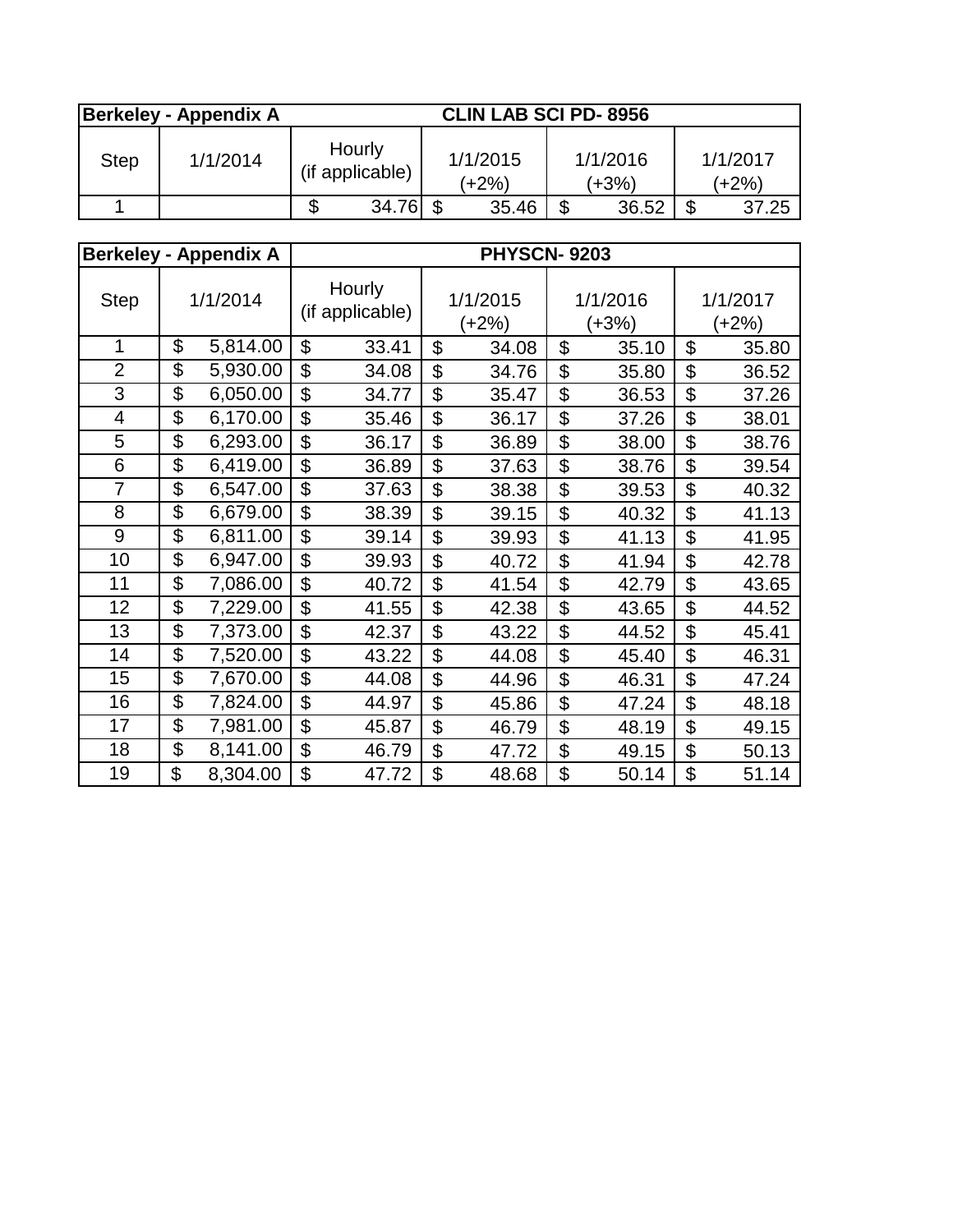| Berkeley - Appendix A | CLIN LAB SCI PD- 8956 | | | | |
|---|---|---|---|---|---|
| Step | 1/1/2014 | Hourly (if applicable) | 1/1/2015 (+2%) | 1/1/2016 (+3%) | 1/1/2017 (+2%) |
| 1 | | $ 34.76 | $ 35.46 | $ 36.52 | $ 37.25 |

| Berkeley - Appendix A | PHYSCN- 9203 | | | | |
|---|---|---|---|---|---|
| Step | 1/1/2014 | Hourly (if applicable) | 1/1/2015 (+2%) | 1/1/2016 (+3%) | 1/1/2017 (+2%) |
| 1 | $ 5,814.00 | $ 33.41 | $ 34.08 | $ 35.10 | $ 35.80 |
| 2 | $ 5,930.00 | $ 34.08 | $ 34.76 | $ 35.80 | $ 36.52 |
| 3 | $ 6,050.00 | $ 34.77 | $ 35.47 | $ 36.53 | $ 37.26 |
| 4 | $ 6,170.00 | $ 35.46 | $ 36.17 | $ 37.26 | $ 38.01 |
| 5 | $ 6,293.00 | $ 36.17 | $ 36.89 | $ 38.00 | $ 38.76 |
| 6 | $ 6,419.00 | $ 36.89 | $ 37.63 | $ 38.76 | $ 39.54 |
| 7 | $ 6,547.00 | $ 37.63 | $ 38.38 | $ 39.53 | $ 40.32 |
| 8 | $ 6,679.00 | $ 38.39 | $ 39.15 | $ 40.32 | $ 41.13 |
| 9 | $ 6,811.00 | $ 39.14 | $ 39.93 | $ 41.13 | $ 41.95 |
| 10 | $ 6,947.00 | $ 39.93 | $ 40.72 | $ 41.94 | $ 42.78 |
| 11 | $ 7,086.00 | $ 40.72 | $ 41.54 | $ 42.79 | $ 43.65 |
| 12 | $ 7,229.00 | $ 41.55 | $ 42.38 | $ 43.65 | $ 44.52 |
| 13 | $ 7,373.00 | $ 42.37 | $ 43.22 | $ 44.52 | $ 45.41 |
| 14 | $ 7,520.00 | $ 43.22 | $ 44.08 | $ 45.40 | $ 46.31 |
| 15 | $ 7,670.00 | $ 44.08 | $ 44.96 | $ 46.31 | $ 47.24 |
| 16 | $ 7,824.00 | $ 44.97 | $ 45.86 | $ 47.24 | $ 48.18 |
| 17 | $ 7,981.00 | $ 45.87 | $ 46.79 | $ 48.19 | $ 49.15 |
| 18 | $ 8,141.00 | $ 46.79 | $ 47.72 | $ 49.15 | $ 50.13 |
| 19 | $ 8,304.00 | $ 47.72 | $ 48.68 | $ 50.14 | $ 51.14 |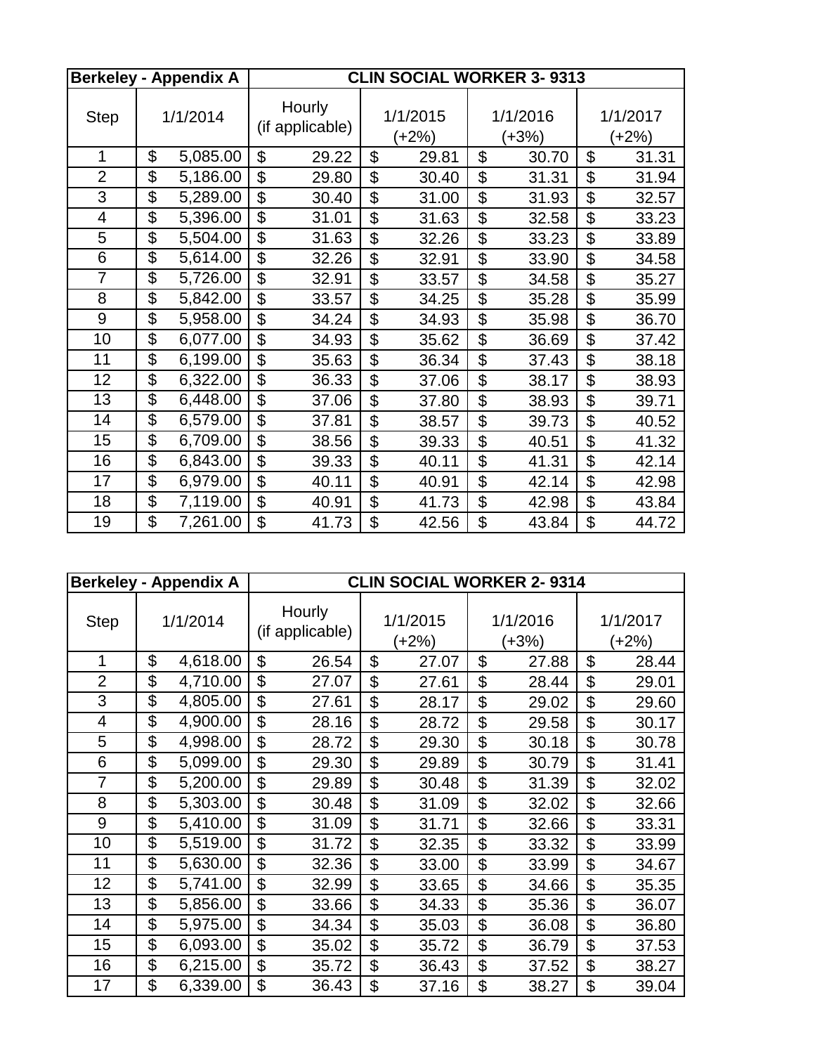| Berkeley - Appendix A | | CLIN SOCIAL WORKER 3- 9313 | | | |
|---|---|---|---|---|---|
| Step | 1/1/2014 | Hourly (if applicable) | 1/1/2015 (+2%) | 1/1/2016 (+3%) | 1/1/2017 (+2%) |
| 1 | $ 5,085.00 | $ 29.22 | $ 29.81 | $ 30.70 | $ 31.31 |
| 2 | $ 5,186.00 | $ 29.80 | $ 30.40 | $ 31.31 | $ 31.94 |
| 3 | $ 5,289.00 | $ 30.40 | $ 31.00 | $ 31.93 | $ 32.57 |
| 4 | $ 5,396.00 | $ 31.01 | $ 31.63 | $ 32.58 | $ 33.23 |
| 5 | $ 5,504.00 | $ 31.63 | $ 32.26 | $ 33.23 | $ 33.89 |
| 6 | $ 5,614.00 | $ 32.26 | $ 32.91 | $ 33.90 | $ 34.58 |
| 7 | $ 5,726.00 | $ 32.91 | $ 33.57 | $ 34.58 | $ 35.27 |
| 8 | $ 5,842.00 | $ 33.57 | $ 34.25 | $ 35.28 | $ 35.99 |
| 9 | $ 5,958.00 | $ 34.24 | $ 34.93 | $ 35.98 | $ 36.70 |
| 10 | $ 6,077.00 | $ 34.93 | $ 35.62 | $ 36.69 | $ 37.42 |
| 11 | $ 6,199.00 | $ 35.63 | $ 36.34 | $ 37.43 | $ 38.18 |
| 12 | $ 6,322.00 | $ 36.33 | $ 37.06 | $ 38.17 | $ 38.93 |
| 13 | $ 6,448.00 | $ 37.06 | $ 37.80 | $ 38.93 | $ 39.71 |
| 14 | $ 6,579.00 | $ 37.81 | $ 38.57 | $ 39.73 | $ 40.52 |
| 15 | $ 6,709.00 | $ 38.56 | $ 39.33 | $ 40.51 | $ 41.32 |
| 16 | $ 6,843.00 | $ 39.33 | $ 40.11 | $ 41.31 | $ 42.14 |
| 17 | $ 6,979.00 | $ 40.11 | $ 40.91 | $ 42.14 | $ 42.98 |
| 18 | $ 7,119.00 | $ 40.91 | $ 41.73 | $ 42.98 | $ 43.84 |
| 19 | $ 7,261.00 | $ 41.73 | $ 42.56 | $ 43.84 | $ 44.72 |

| Berkeley - Appendix A | | CLIN SOCIAL WORKER 2- 9314 | | | |
|---|---|---|---|---|---|
| Step | 1/1/2014 | Hourly (if applicable) | 1/1/2015 (+2%) | 1/1/2016 (+3%) | 1/1/2017 (+2%) |
| 1 | $ 4,618.00 | $ 26.54 | $ 27.07 | $ 27.88 | $ 28.44 |
| 2 | $ 4,710.00 | $ 27.07 | $ 27.61 | $ 28.44 | $ 29.01 |
| 3 | $ 4,805.00 | $ 27.61 | $ 28.17 | $ 29.02 | $ 29.60 |
| 4 | $ 4,900.00 | $ 28.16 | $ 28.72 | $ 29.58 | $ 30.17 |
| 5 | $ 4,998.00 | $ 28.72 | $ 29.30 | $ 30.18 | $ 30.78 |
| 6 | $ 5,099.00 | $ 29.30 | $ 29.89 | $ 30.79 | $ 31.41 |
| 7 | $ 5,200.00 | $ 29.89 | $ 30.48 | $ 31.39 | $ 32.02 |
| 8 | $ 5,303.00 | $ 30.48 | $ 31.09 | $ 32.02 | $ 32.66 |
| 9 | $ 5,410.00 | $ 31.09 | $ 31.71 | $ 32.66 | $ 33.31 |
| 10 | $ 5,519.00 | $ 31.72 | $ 32.35 | $ 33.32 | $ 33.99 |
| 11 | $ 5,630.00 | $ 32.36 | $ 33.00 | $ 33.99 | $ 34.67 |
| 12 | $ 5,741.00 | $ 32.99 | $ 33.65 | $ 34.66 | $ 35.35 |
| 13 | $ 5,856.00 | $ 33.66 | $ 34.33 | $ 35.36 | $ 36.07 |
| 14 | $ 5,975.00 | $ 34.34 | $ 35.03 | $ 36.08 | $ 36.80 |
| 15 | $ 6,093.00 | $ 35.02 | $ 35.72 | $ 36.79 | $ 37.53 |
| 16 | $ 6,215.00 | $ 35.72 | $ 36.43 | $ 37.52 | $ 38.27 |
| 17 | $ 6,339.00 | $ 36.43 | $ 37.16 | $ 38.27 | $ 39.04 |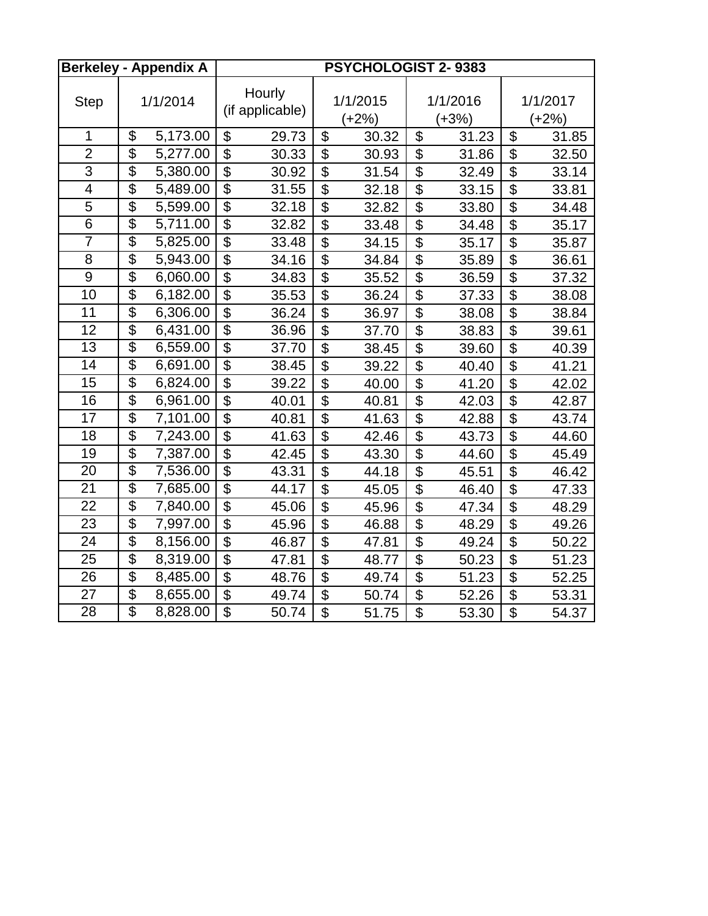| Berkeley - Appendix A | | PSYCHOLOGIST 2- 9383 | | | |
|---|---|---|---|---|---|
| Step | 1/1/2014 | Hourly (if applicable) | 1/1/2015 (+2%) | 1/1/2016 (+3%) | 1/1/2017 (+2%) |
| 1 | $ 5,173.00 | $ 29.73 | $ 30.32 | $ 31.23 | $ 31.85 |
| 2 | $ 5,277.00 | $ 30.33 | $ 30.93 | $ 31.86 | $ 32.50 |
| 3 | $ 5,380.00 | $ 30.92 | $ 31.54 | $ 32.49 | $ 33.14 |
| 4 | $ 5,489.00 | $ 31.55 | $ 32.18 | $ 33.15 | $ 33.81 |
| 5 | $ 5,599.00 | $ 32.18 | $ 32.82 | $ 33.80 | $ 34.48 |
| 6 | $ 5,711.00 | $ 32.82 | $ 33.48 | $ 34.48 | $ 35.17 |
| 7 | $ 5,825.00 | $ 33.48 | $ 34.15 | $ 35.17 | $ 35.87 |
| 8 | $ 5,943.00 | $ 34.16 | $ 34.84 | $ 35.89 | $ 36.61 |
| 9 | $ 6,060.00 | $ 34.83 | $ 35.52 | $ 36.59 | $ 37.32 |
| 10 | $ 6,182.00 | $ 35.53 | $ 36.24 | $ 37.33 | $ 38.08 |
| 11 | $ 6,306.00 | $ 36.24 | $ 36.97 | $ 38.08 | $ 38.84 |
| 12 | $ 6,431.00 | $ 36.96 | $ 37.70 | $ 38.83 | $ 39.61 |
| 13 | $ 6,559.00 | $ 37.70 | $ 38.45 | $ 39.60 | $ 40.39 |
| 14 | $ 6,691.00 | $ 38.45 | $ 39.22 | $ 40.40 | $ 41.21 |
| 15 | $ 6,824.00 | $ 39.22 | $ 40.00 | $ 41.20 | $ 42.02 |
| 16 | $ 6,961.00 | $ 40.01 | $ 40.81 | $ 42.03 | $ 42.87 |
| 17 | $ 7,101.00 | $ 40.81 | $ 41.63 | $ 42.88 | $ 43.74 |
| 18 | $ 7,243.00 | $ 41.63 | $ 42.46 | $ 43.73 | $ 44.60 |
| 19 | $ 7,387.00 | $ 42.45 | $ 43.30 | $ 44.60 | $ 45.49 |
| 20 | $ 7,536.00 | $ 43.31 | $ 44.18 | $ 45.51 | $ 46.42 |
| 21 | $ 7,685.00 | $ 44.17 | $ 45.05 | $ 46.40 | $ 47.33 |
| 22 | $ 7,840.00 | $ 45.06 | $ 45.96 | $ 47.34 | $ 48.29 |
| 23 | $ 7,997.00 | $ 45.96 | $ 46.88 | $ 48.29 | $ 49.26 |
| 24 | $ 8,156.00 | $ 46.87 | $ 47.81 | $ 49.24 | $ 50.22 |
| 25 | $ 8,319.00 | $ 47.81 | $ 48.77 | $ 50.23 | $ 51.23 |
| 26 | $ 8,485.00 | $ 48.76 | $ 49.74 | $ 51.23 | $ 52.25 |
| 27 | $ 8,655.00 | $ 49.74 | $ 50.74 | $ 52.26 | $ 53.31 |
| 28 | $ 8,828.00 | $ 50.74 | $ 51.75 | $ 53.30 | $ 54.37 |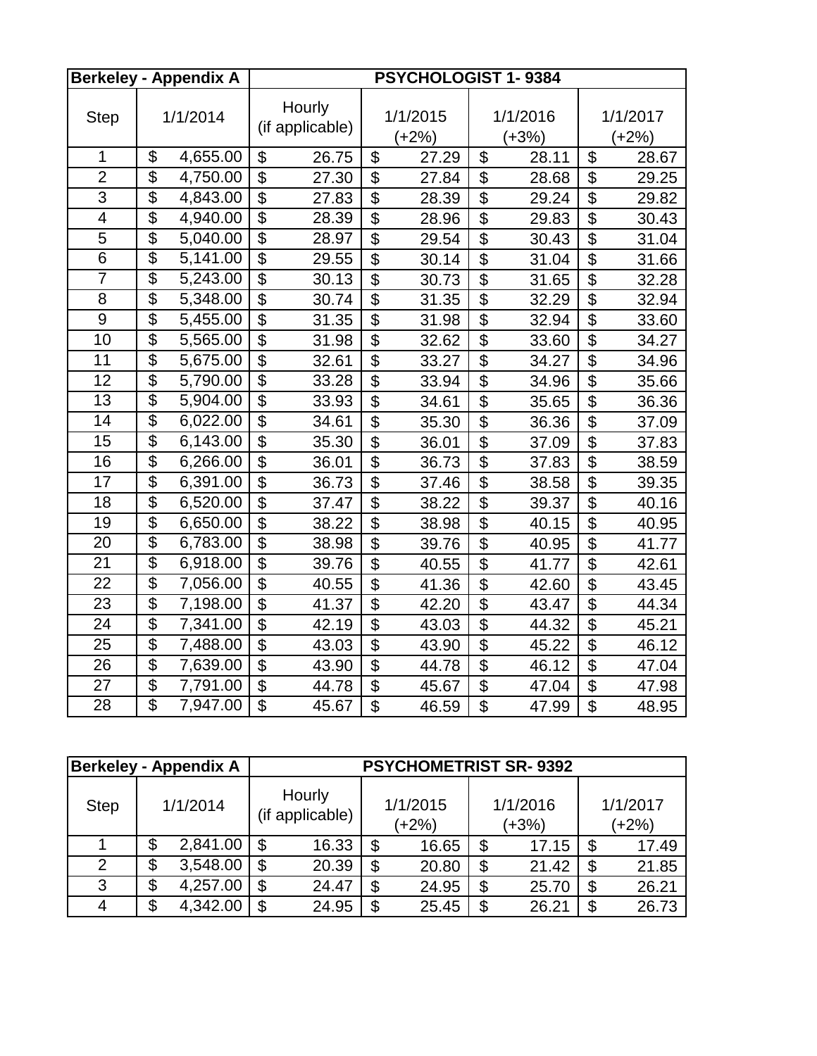| Berkeley - Appendix A | | PSYCHOLOGIST 1- 9384 | | | |
|---|---|---|---|---|---|
| Step | 1/1/2014 | Hourly (if applicable) | 1/1/2015 (+2%) | 1/1/2016 (+3%) | 1/1/2017 (+2%) |
| 1 | $ 4,655.00 | $ 26.75 | $ 27.29 | $ 28.11 | $ 28.67 |
| 2 | $ 4,750.00 | $ 27.30 | $ 27.84 | $ 28.68 | $ 29.25 |
| 3 | $ 4,843.00 | $ 27.83 | $ 28.39 | $ 29.24 | $ 29.82 |
| 4 | $ 4,940.00 | $ 28.39 | $ 28.96 | $ 29.83 | $ 30.43 |
| 5 | $ 5,040.00 | $ 28.97 | $ 29.54 | $ 30.43 | $ 31.04 |
| 6 | $ 5,141.00 | $ 29.55 | $ 30.14 | $ 31.04 | $ 31.66 |
| 7 | $ 5,243.00 | $ 30.13 | $ 30.73 | $ 31.65 | $ 32.28 |
| 8 | $ 5,348.00 | $ 30.74 | $ 31.35 | $ 32.29 | $ 32.94 |
| 9 | $ 5,455.00 | $ 31.35 | $ 31.98 | $ 32.94 | $ 33.60 |
| 10 | $ 5,565.00 | $ 31.98 | $ 32.62 | $ 33.60 | $ 34.27 |
| 11 | $ 5,675.00 | $ 32.61 | $ 33.27 | $ 34.27 | $ 34.96 |
| 12 | $ 5,790.00 | $ 33.28 | $ 33.94 | $ 34.96 | $ 35.66 |
| 13 | $ 5,904.00 | $ 33.93 | $ 34.61 | $ 35.65 | $ 36.36 |
| 14 | $ 6,022.00 | $ 34.61 | $ 35.30 | $ 36.36 | $ 37.09 |
| 15 | $ 6,143.00 | $ 35.30 | $ 36.01 | $ 37.09 | $ 37.83 |
| 16 | $ 6,266.00 | $ 36.01 | $ 36.73 | $ 37.83 | $ 38.59 |
| 17 | $ 6,391.00 | $ 36.73 | $ 37.46 | $ 38.58 | $ 39.35 |
| 18 | $ 6,520.00 | $ 37.47 | $ 38.22 | $ 39.37 | $ 40.16 |
| 19 | $ 6,650.00 | $ 38.22 | $ 38.98 | $ 40.15 | $ 40.95 |
| 20 | $ 6,783.00 | $ 38.98 | $ 39.76 | $ 40.95 | $ 41.77 |
| 21 | $ 6,918.00 | $ 39.76 | $ 40.55 | $ 41.77 | $ 42.61 |
| 22 | $ 7,056.00 | $ 40.55 | $ 41.36 | $ 42.60 | $ 43.45 |
| 23 | $ 7,198.00 | $ 41.37 | $ 42.20 | $ 43.47 | $ 44.34 |
| 24 | $ 7,341.00 | $ 42.19 | $ 43.03 | $ 44.32 | $ 45.21 |
| 25 | $ 7,488.00 | $ 43.03 | $ 43.90 | $ 45.22 | $ 46.12 |
| 26 | $ 7,639.00 | $ 43.90 | $ 44.78 | $ 46.12 | $ 47.04 |
| 27 | $ 7,791.00 | $ 44.78 | $ 45.67 | $ 47.04 | $ 47.98 |
| 28 | $ 7,947.00 | $ 45.67 | $ 46.59 | $ 47.99 | $ 48.95 |

| Berkeley - Appendix A | | PSYCHOMETRIST SR- 9392 | | | |
|---|---|---|---|---|---|
| Step | 1/1/2014 | Hourly (if applicable) | 1/1/2015 (+2%) | 1/1/2016 (+3%) | 1/1/2017 (+2%) |
| 1 | $ 2,841.00 | $ 16.33 | $ 16.65 | $ 17.15 | $ 17.49 |
| 2 | $ 3,548.00 | $ 20.39 | $ 20.80 | $ 21.42 | $ 21.85 |
| 3 | $ 4,257.00 | $ 24.47 | $ 24.95 | $ 25.70 | $ 26.21 |
| 4 | $ 4,342.00 | $ 24.95 | $ 25.45 | $ 26.21 | $ 26.73 |